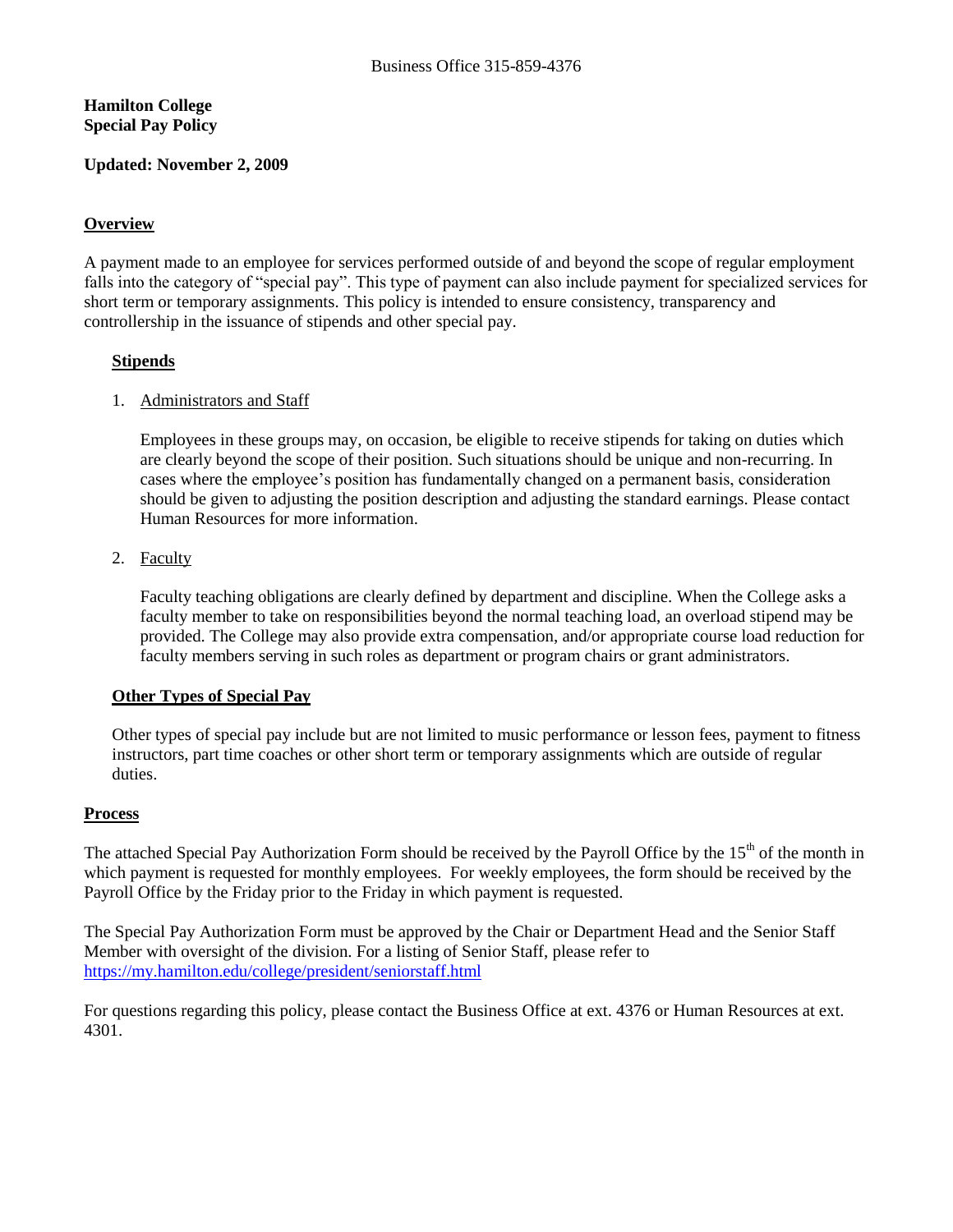Business Office 315-859-4376

**Hamilton College**
**Special Pay Policy**

**Updated: November 2, 2009**

## Overview

A payment made to an employee for services performed outside of and beyond the scope of regular employment falls into the category of "special pay". This type of payment can also include payment for specialized services for short term or temporary assignments. This policy is intended to ensure consistency, transparency and controllership in the issuance of stipends and other special pay.

### Stipends

1. Administrators and Staff

   Employees in these groups may, on occasion, be eligible to receive stipends for taking on duties which are clearly beyond the scope of their position. Such situations should be unique and non-recurring. In cases where the employee's position has fundamentally changed on a permanent basis, consideration should be given to adjusting the position description and adjusting the standard earnings. Please contact Human Resources for more information.

2. Faculty

   Faculty teaching obligations are clearly defined by department and discipline. When the College asks a faculty member to take on responsibilities beyond the normal teaching load, an overload stipend may be provided. The College may also provide extra compensation, and/or appropriate course load reduction for faculty members serving in such roles as department or program chairs or grant administrators.

### Other Types of Special Pay

Other types of special pay include but are not limited to music performance or lesson fees, payment to fitness instructors, part time coaches or other short term or temporary assignments which are outside of regular duties.

## Process

The attached Special Pay Authorization Form should be received by the Payroll Office by the 15th of the month in which payment is requested for monthly employees. For weekly employees, the form should be received by the Payroll Office by the Friday prior to the Friday in which payment is requested.

The Special Pay Authorization Form must be approved by the Chair or Department Head and the Senior Staff Member with oversight of the division. For a listing of Senior Staff, please refer to https://my.hamilton.edu/college/president/seniorstaff.html

For questions regarding this policy, please contact the Business Office at ext. 4376 or Human Resources at ext. 4301.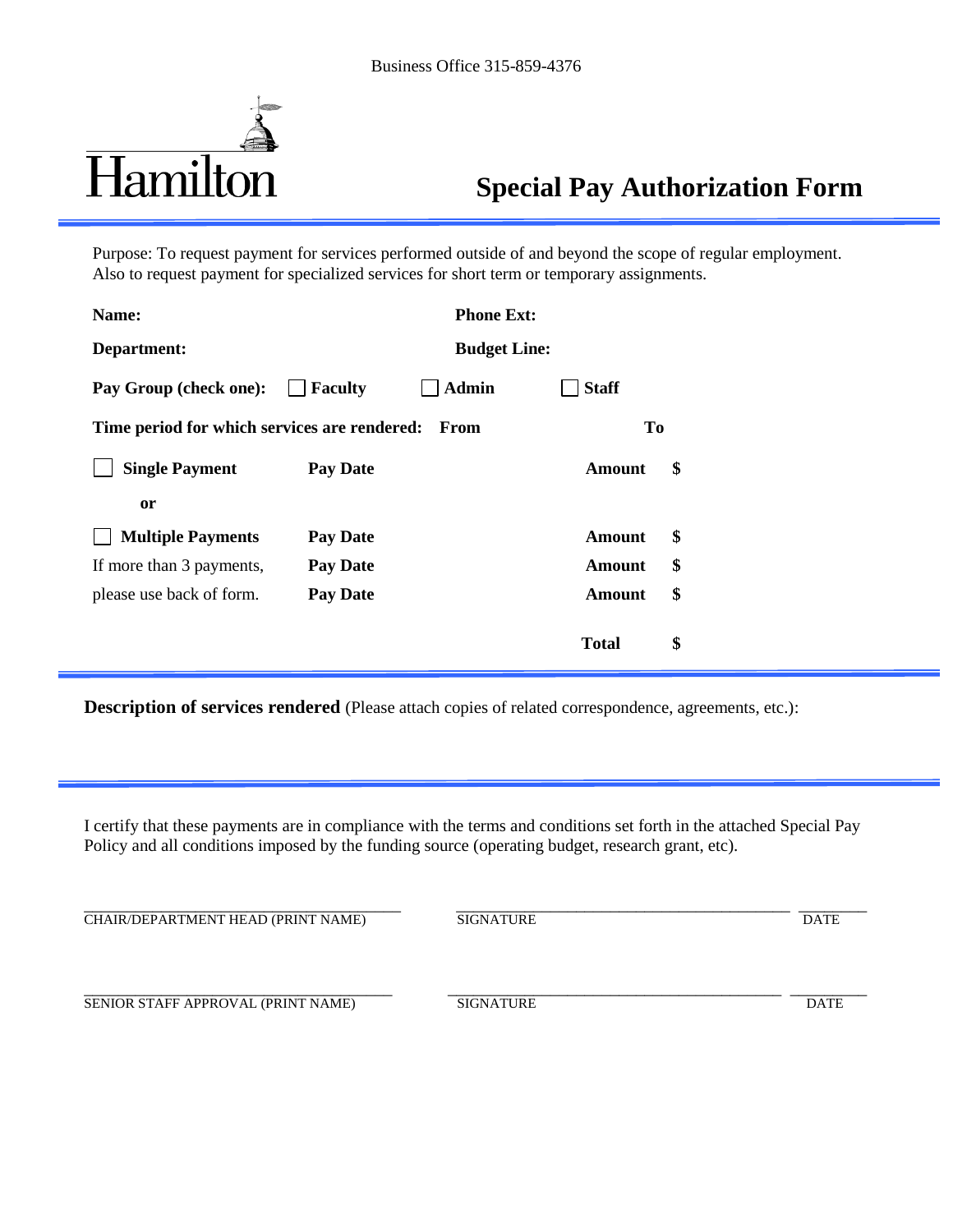Business Office 315-859-4376

Hamilton

# Special Pay Authorization Form

Purpose: To request payment for services performed outside of and beyond the scope of regular employment. Also to request payment for specialized services for short term or temporary assignments.

**Name:** **Phone Ext:**

**Department:** **Budget Line:**

**Pay Group (check one):** ☐ **Faculty** ☐ **Admin** ☐ **Staff**

**Time period for which services are rendered:** **From** **To**

☐ **Single Payment** **Pay Date** **Amount** **$**

**or**

☐ **Multiple Payments** **Pay Date** **Amount** **$**

If more than 3 payments, **Pay Date** **Amount** **$**

please use back of form. **Pay Date** **Amount** **$**

**Total** **$**

**Description of services rendered** (Please attach copies of related correspondence, agreements, etc.):

I certify that these payments are in compliance with the terms and conditions set forth in the attached Special Pay Policy and all conditions imposed by the funding source (operating budget, research grant, etc).

| | | |
|---|---|---|
| \_\_\_\_\_\_\_\_\_\_\_\_\_\_\_\_\_\_\_\_\_\_\_\_\_\_\_\_\_\_ | \_\_\_\_\_\_\_\_\_\_\_\_\_\_\_\_\_\_\_\_\_\_\_\_\_\_\_\_\_\_ | \_\_\_\_\_\_\_\_ |
| CHAIR/DEPARTMENT HEAD (PRINT NAME) | SIGNATURE | DATE |
| \_\_\_\_\_\_\_\_\_\_\_\_\_\_\_\_\_\_\_\_\_\_\_\_\_\_\_\_\_\_ | \_\_\_\_\_\_\_\_\_\_\_\_\_\_\_\_\_\_\_\_\_\_\_\_\_\_\_\_\_\_ | \_\_\_\_\_\_\_\_ |
| SENIOR STAFF APPROVAL (PRINT NAME) | SIGNATURE | DATE |